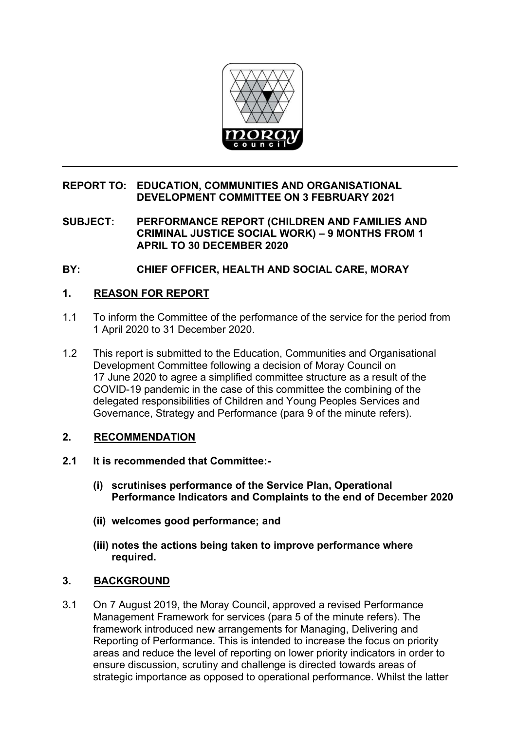**REPORT TO: EDUCATION, COMMUNITIES AND ORGANISATIONAL DEVELOPMENT COMMITTEE ON 3 FEBRUARY 2021**

**SUBJECT: PERFORMANCE REPORT (CHILDREN AND FAMILIES AND CRIMINAL JUSTICE SOCIAL WORK) – 9 MONTHS FROM 1 APRIL TO 30 DECEMBER 2020**

**BY: CHIEF OFFICER, HEALTH AND SOCIAL CARE, MORAY**

## 1. REASON FOR REPORT

1.1 To inform the Committee of the performance of the service for the period from 1 April 2020 to 31 December 2020.

1.2 This report is submitted to the Education, Communities and Organisational Development Committee following a decision of Moray Council on 17 June 2020 to agree a simplified committee structure as a result of the COVID-19 pandemic in the case of this committee the combining of the delegated responsibilities of Children and Young Peoples Services and Governance, Strategy and Performance (para 9 of the minute refers).

## 2. RECOMMENDATION

**2.1 It is recommended that Committee:-**

**(i) scrutinises performance of the Service Plan, Operational Performance Indicators and Complaints to the end of December 2020**

**(ii) welcomes good performance; and**

**(iii) notes the actions being taken to improve performance where required.**

## 3. BACKGROUND

3.1 On 7 August 2019, the Moray Council, approved a revised Performance Management Framework for services (para 5 of the minute refers). The framework introduced new arrangements for Managing, Delivering and Reporting of Performance. This is intended to increase the focus on priority areas and reduce the level of reporting on lower priority indicators in order to ensure discussion, scrutiny and challenge is directed towards areas of strategic importance as opposed to operational performance. Whilst the latter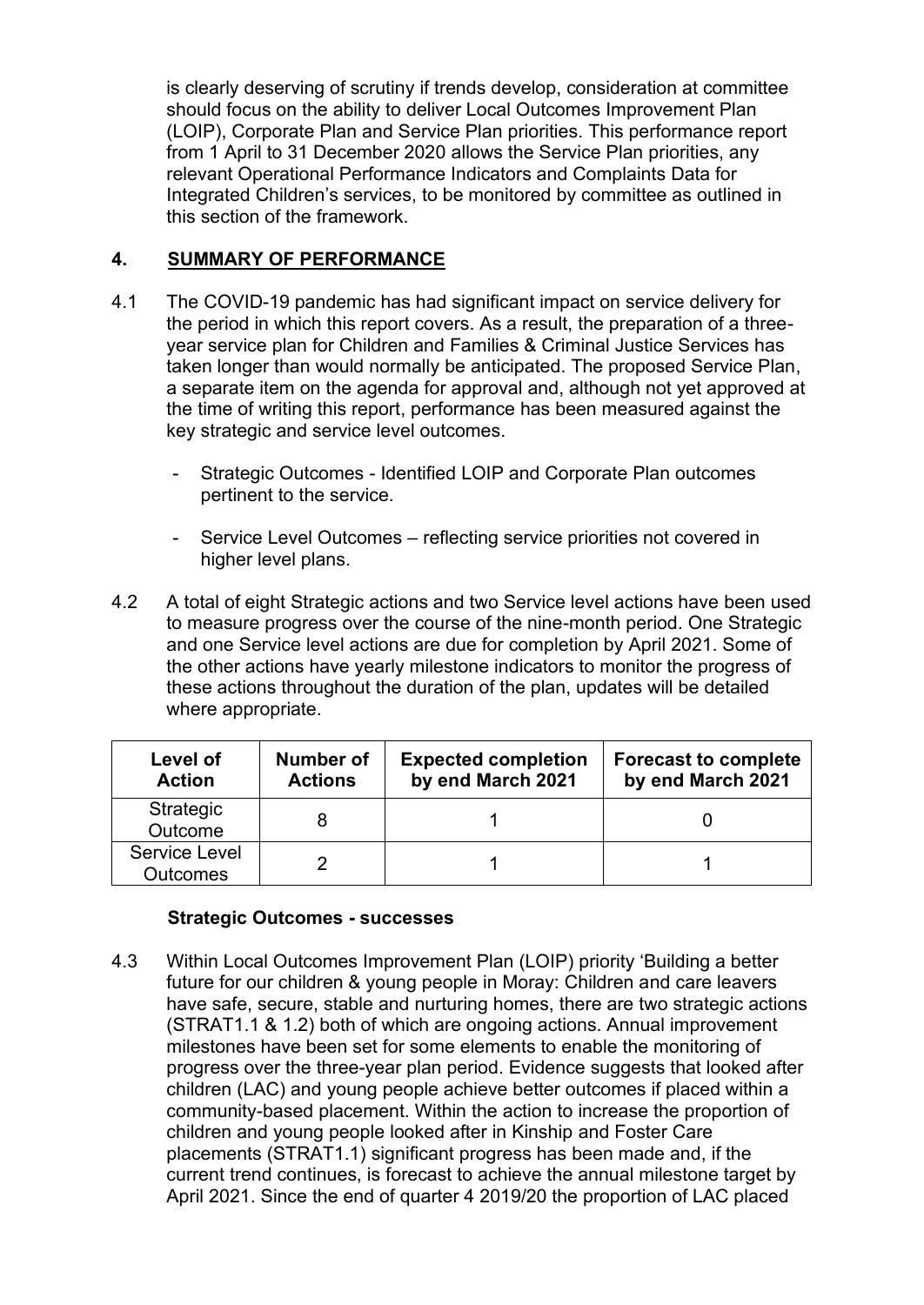is clearly deserving of scrutiny if trends develop, consideration at committee should focus on the ability to deliver Local Outcomes Improvement Plan (LOIP), Corporate Plan and Service Plan priorities. This performance report from 1 April to 31 December 2020 allows the Service Plan priorities, any relevant Operational Performance Indicators and Complaints Data for Integrated Children's services, to be monitored by committee as outlined in this section of the framework.

## 4. SUMMARY OF PERFORMANCE

4.1 The COVID-19 pandemic has had significant impact on service delivery for the period in which this report covers. As a result, the preparation of a three-year service plan for Children and Families & Criminal Justice Services has taken longer than would normally be anticipated. The proposed Service Plan, a separate item on the agenda for approval and, although not yet approved at the time of writing this report, performance has been measured against the key strategic and service level outcomes.

- Strategic Outcomes - Identified LOIP and Corporate Plan outcomes pertinent to the service.
- Service Level Outcomes – reflecting service priorities not covered in higher level plans.

4.2 A total of eight Strategic actions and two Service level actions have been used to measure progress over the course of the nine-month period. One Strategic and one Service level actions are due for completion by April 2021. Some of the other actions have yearly milestone indicators to monitor the progress of these actions throughout the duration of the plan, updates will be detailed where appropriate.

| Level of Action | Number of Actions | Expected completion by end March 2021 | Forecast to complete by end March 2021 |
|---|---|---|---|
| Strategic Outcome | 8 | 1 | 0 |
| Service Level Outcomes | 2 | 1 | 1 |

**Strategic Outcomes - successes**

4.3 Within Local Outcomes Improvement Plan (LOIP) priority 'Building a better future for our children & young people in Moray: Children and care leavers have safe, secure, stable and nurturing homes, there are two strategic actions (STRAT1.1 & 1.2) both of which are ongoing actions. Annual improvement milestones have been set for some elements to enable the monitoring of progress over the three-year plan period. Evidence suggests that looked after children (LAC) and young people achieve better outcomes if placed within a community-based placement. Within the action to increase the proportion of children and young people looked after in Kinship and Foster Care placements (STRAT1.1) significant progress has been made and, if the current trend continues, is forecast to achieve the annual milestone target by April 2021. Since the end of quarter 4 2019/20 the proportion of LAC placed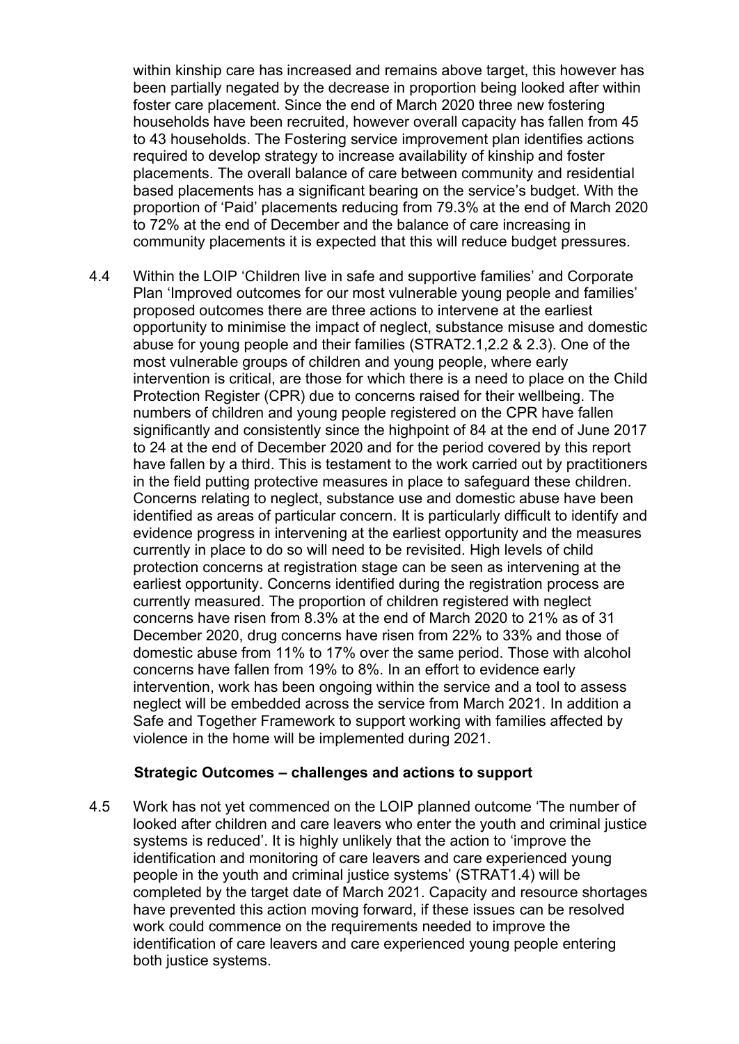within kinship care has increased and remains above target, this however has been partially negated by the decrease in proportion being looked after within foster care placement. Since the end of March 2020 three new fostering households have been recruited, however overall capacity has fallen from 45 to 43 households. The Fostering service improvement plan identifies actions required to develop strategy to increase availability of kinship and foster placements. The overall balance of care between community and residential based placements has a significant bearing on the service's budget. With the proportion of 'Paid' placements reducing from 79.3% at the end of March 2020 to 72% at the end of December and the balance of care increasing in community placements it is expected that this will reduce budget pressures.

4.4 Within the LOIP 'Children live in safe and supportive families' and Corporate Plan 'Improved outcomes for our most vulnerable young people and families' proposed outcomes there are three actions to intervene at the earliest opportunity to minimise the impact of neglect, substance misuse and domestic abuse for young people and their families (STRAT2.1,2.2 & 2.3). One of the most vulnerable groups of children and young people, where early intervention is critical, are those for which there is a need to place on the Child Protection Register (CPR) due to concerns raised for their wellbeing. The numbers of children and young people registered on the CPR have fallen significantly and consistently since the highpoint of 84 at the end of June 2017 to 24 at the end of December 2020 and for the period covered by this report have fallen by a third. This is testament to the work carried out by practitioners in the field putting protective measures in place to safeguard these children. Concerns relating to neglect, substance use and domestic abuse have been identified as areas of particular concern. It is particularly difficult to identify and evidence progress in intervening at the earliest opportunity and the measures currently in place to do so will need to be revisited. High levels of child protection concerns at registration stage can be seen as intervening at the earliest opportunity. Concerns identified during the registration process are currently measured. The proportion of children registered with neglect concerns have risen from 8.3% at the end of March 2020 to 21% as of 31 December 2020, drug concerns have risen from 22% to 33% and those of domestic abuse from 11% to 17% over the same period. Those with alcohol concerns have fallen from 19% to 8%. In an effort to evidence early intervention, work has been ongoing within the service and a tool to assess neglect will be embedded across the service from March 2021. In addition a Safe and Together Framework to support working with families affected by violence in the home will be implemented during 2021.

**Strategic Outcomes – challenges and actions to support**

4.5 Work has not yet commenced on the LOIP planned outcome 'The number of looked after children and care leavers who enter the youth and criminal justice systems is reduced'. It is highly unlikely that the action to 'improve the identification and monitoring of care leavers and care experienced young people in the youth and criminal justice systems' (STRAT1.4) will be completed by the target date of March 2021. Capacity and resource shortages have prevented this action moving forward, if these issues can be resolved work could commence on the requirements needed to improve the identification of care leavers and care experienced young people entering both justice systems.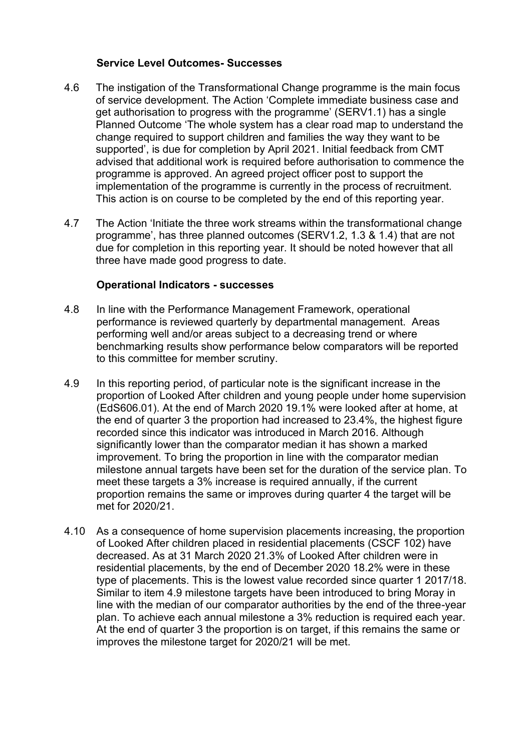### Service Level Outcomes- Successes

4.6 The instigation of the Transformational Change programme is the main focus of service development. The Action 'Complete immediate business case and get authorisation to progress with the programme' (SERV1.1) has a single Planned Outcome 'The whole system has a clear road map to understand the change required to support children and families the way they want to be supported', is due for completion by April 2021. Initial feedback from CMT advised that additional work is required before authorisation to commence the programme is approved. An agreed project officer post to support the implementation of the programme is currently in the process of recruitment. This action is on course to be completed by the end of this reporting year.

4.7 The Action 'Initiate the three work streams within the transformational change programme', has three planned outcomes (SERV1.2, 1.3 & 1.4) that are not due for completion in this reporting year. It should be noted however that all three have made good progress to date.

### Operational Indicators - successes

4.8 In line with the Performance Management Framework, operational performance is reviewed quarterly by departmental management. Areas performing well and/or areas subject to a decreasing trend or where benchmarking results show performance below comparators will be reported to this committee for member scrutiny.

4.9 In this reporting period, of particular note is the significant increase in the proportion of Looked After children and young people under home supervision (EdS606.01). At the end of March 2020 19.1% were looked after at home, at the end of quarter 3 the proportion had increased to 23.4%, the highest figure recorded since this indicator was introduced in March 2016. Although significantly lower than the comparator median it has shown a marked improvement. To bring the proportion in line with the comparator median milestone annual targets have been set for the duration of the service plan. To meet these targets a 3% increase is required annually, if the current proportion remains the same or improves during quarter 4 the target will be met for 2020/21.

4.10 As a consequence of home supervision placements increasing, the proportion of Looked After children placed in residential placements (CSCF 102) have decreased. As at 31 March 2020 21.3% of Looked After children were in residential placements, by the end of December 2020 18.2% were in these type of placements. This is the lowest value recorded since quarter 1 2017/18. Similar to item 4.9 milestone targets have been introduced to bring Moray in line with the median of our comparator authorities by the end of the three-year plan. To achieve each annual milestone a 3% reduction is required each year. At the end of quarter 3 the proportion is on target, if this remains the same or improves the milestone target for 2020/21 will be met.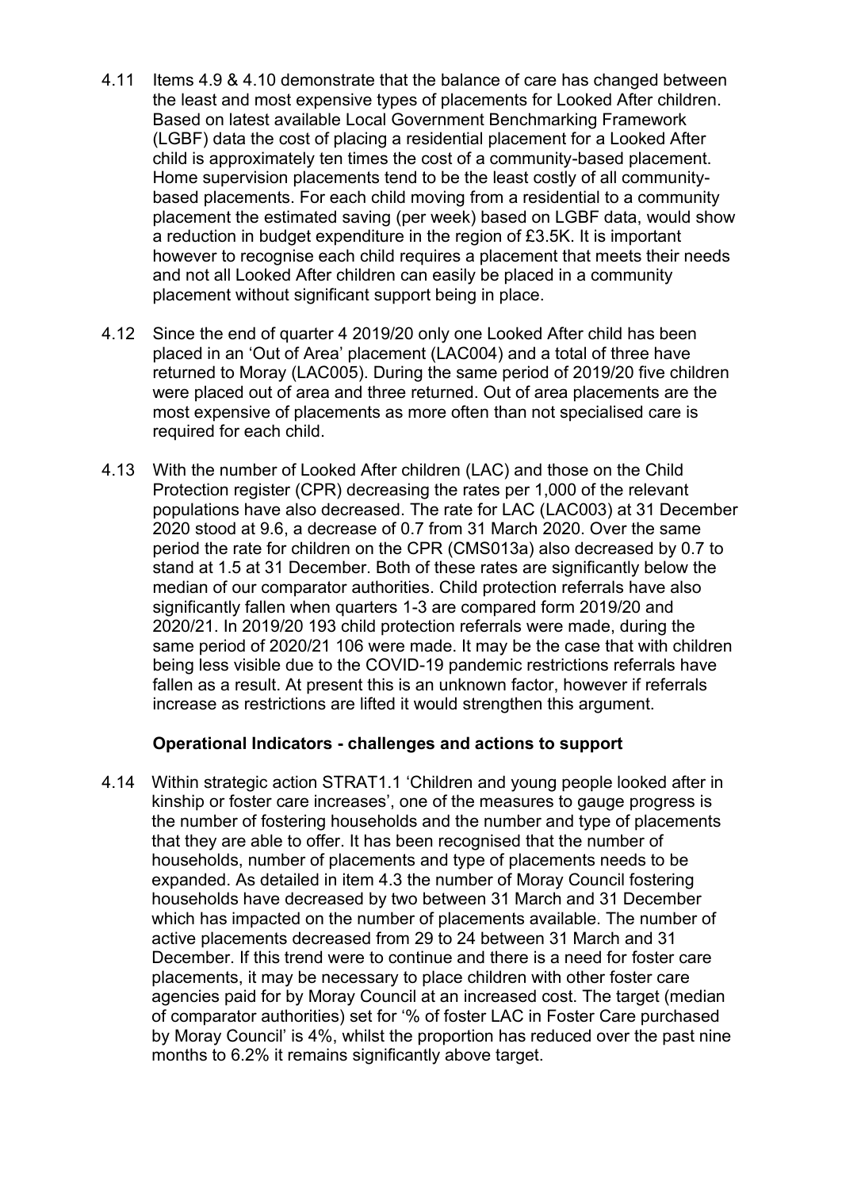4.11 Items 4.9 & 4.10 demonstrate that the balance of care has changed between the least and most expensive types of placements for Looked After children. Based on latest available Local Government Benchmarking Framework (LGBF) data the cost of placing a residential placement for a Looked After child is approximately ten times the cost of a community-based placement. Home supervision placements tend to be the least costly of all community-based placements. For each child moving from a residential to a community placement the estimated saving (per week) based on LGBF data, would show a reduction in budget expenditure in the region of £3.5K. It is important however to recognise each child requires a placement that meets their needs and not all Looked After children can easily be placed in a community placement without significant support being in place.

4.12 Since the end of quarter 4 2019/20 only one Looked After child has been placed in an 'Out of Area' placement (LAC004) and a total of three have returned to Moray (LAC005). During the same period of 2019/20 five children were placed out of area and three returned. Out of area placements are the most expensive of placements as more often than not specialised care is required for each child.

4.13 With the number of Looked After children (LAC) and those on the Child Protection register (CPR) decreasing the rates per 1,000 of the relevant populations have also decreased. The rate for LAC (LAC003) at 31 December 2020 stood at 9.6, a decrease of 0.7 from 31 March 2020. Over the same period the rate for children on the CPR (CMS013a) also decreased by 0.7 to stand at 1.5 at 31 December. Both of these rates are significantly below the median of our comparator authorities. Child protection referrals have also significantly fallen when quarters 1-3 are compared form 2019/20 and 2020/21. In 2019/20 193 child protection referrals were made, during the same period of 2020/21 106 were made. It may be the case that with children being less visible due to the COVID-19 pandemic restrictions referrals have fallen as a result. At present this is an unknown factor, however if referrals increase as restrictions are lifted it would strengthen this argument.

**Operational Indicators - challenges and actions to support**

4.14 Within strategic action STRAT1.1 'Children and young people looked after in kinship or foster care increases', one of the measures to gauge progress is the number of fostering households and the number and type of placements that they are able to offer. It has been recognised that the number of households, number of placements and type of placements needs to be expanded. As detailed in item 4.3 the number of Moray Council fostering households have decreased by two between 31 March and 31 December which has impacted on the number of placements available. The number of active placements decreased from 29 to 24 between 31 March and 31 December. If this trend were to continue and there is a need for foster care placements, it may be necessary to place children with other foster care agencies paid for by Moray Council at an increased cost. The target (median of comparator authorities) set for '% of foster LAC in Foster Care purchased by Moray Council' is 4%, whilst the proportion has reduced over the past nine months to 6.2% it remains significantly above target.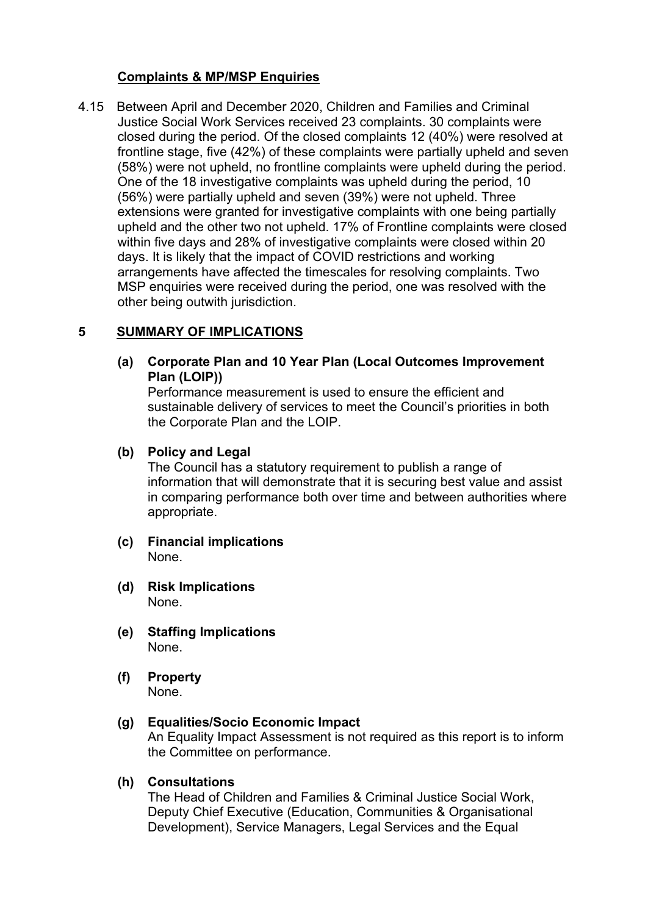**Complaints & MP/MSP Enquiries**

4.15 Between April and December 2020, Children and Families and Criminal Justice Social Work Services received 23 complaints. 30 complaints were closed during the period. Of the closed complaints 12 (40%) were resolved at frontline stage, five (42%) of these complaints were partially upheld and seven (58%) were not upheld, no frontline complaints were upheld during the period. One of the 18 investigative complaints was upheld during the period, 10 (56%) were partially upheld and seven (39%) were not upheld. Three extensions were granted for investigative complaints with one being partially upheld and the other two not upheld. 17% of Frontline complaints were closed within five days and 28% of investigative complaints were closed within 20 days. It is likely that the impact of COVID restrictions and working arrangements have affected the timescales for resolving complaints. Two MSP enquiries were received during the period, one was resolved with the other being outwith jurisdiction.

## 5 SUMMARY OF IMPLICATIONS

**(a) Corporate Plan and 10 Year Plan (Local Outcomes Improvement Plan (LOIP))**
Performance measurement is used to ensure the efficient and sustainable delivery of services to meet the Council's priorities in both the Corporate Plan and the LOIP.

**(b) Policy and Legal**
The Council has a statutory requirement to publish a range of information that will demonstrate that it is securing best value and assist in comparing performance both over time and between authorities where appropriate.

**(c) Financial implications**
None.

**(d) Risk Implications**
None.

**(e) Staffing Implications**
None.

**(f) Property**
None.

**(g) Equalities/Socio Economic Impact**
An Equality Impact Assessment is not required as this report is to inform the Committee on performance.

**(h) Consultations**
The Head of Children and Families & Criminal Justice Social Work, Deputy Chief Executive (Education, Communities & Organisational Development), Service Managers, Legal Services and the Equal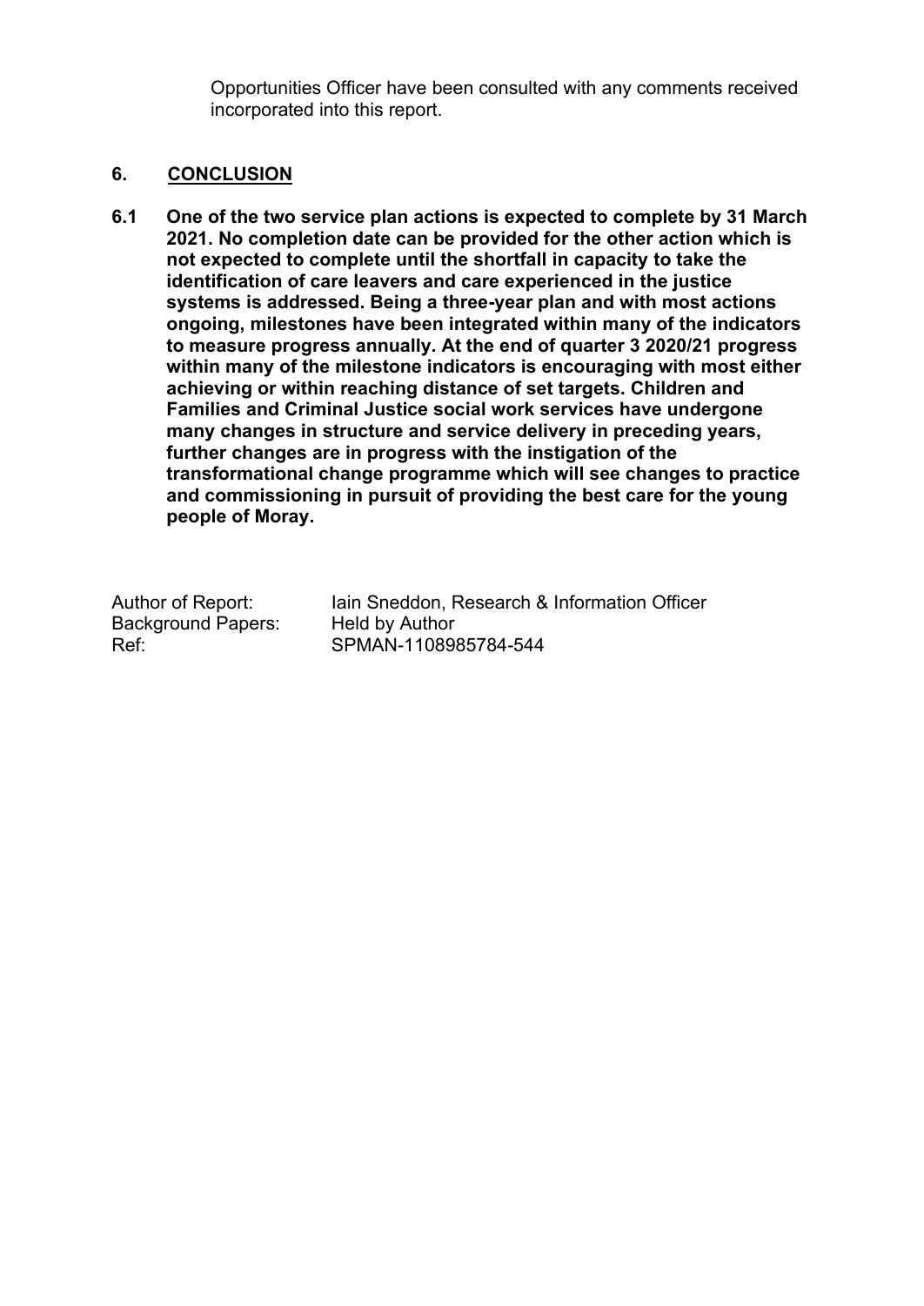Opportunities Officer have been consulted with any comments received incorporated into this report.

## 6. CONCLUSION

**6.1 One of the two service plan actions is expected to complete by 31 March 2021. No completion date can be provided for the other action which is not expected to complete until the shortfall in capacity to take the identification of care leavers and care experienced in the justice systems is addressed. Being a three-year plan and with most actions ongoing, milestones have been integrated within many of the indicators to measure progress annually. At the end of quarter 3 2020/21 progress within many of the milestone indicators is encouraging with most either achieving or within reaching distance of set targets. Children and Families and Criminal Justice social work services have undergone many changes in structure and service delivery in preceding years, further changes are in progress with the instigation of the transformational change programme which will see changes to practice and commissioning in pursuit of providing the best care for the young people of Moray.**

| | |
|---|---|
| Author of Report: | Iain Sneddon, Research & Information Officer |
| Background Papers: | Held by Author |
| Ref: | SPMAN-1108985784-544 |